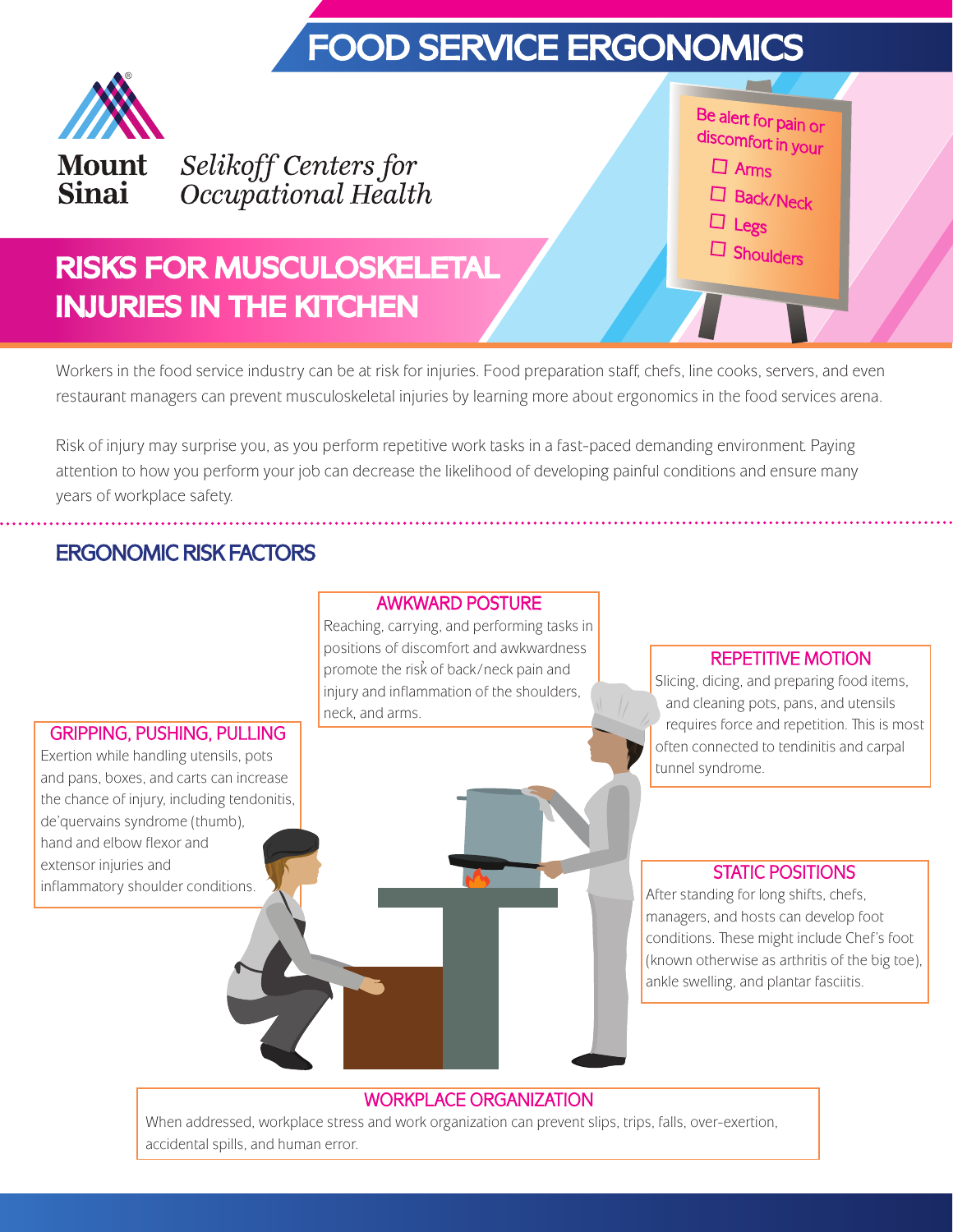# FOOD SERVICE ERGONOMICS

Mount Sinai

*Selikoff Centers for Occupational Health*

Be alert for pain or discomfort in your

- ☐ Arms
- ☐ Back/Neck
- ☐ Legs
- ☐ Shoulders

## RISKS FOR MUSCULOSKELETAL INJURIES IN THE KITCHEN

Workers in the food service industry can be at risk for injuries. Food preparation staff, chefs, line cooks, servers, and even restaurant managers can prevent musculoskeletal injuries by learning more about ergonomics in the food services arena.

Risk of injury may surprise you, as you perform repetitive work tasks in a fast-paced demanding environment. Paying attention to how you perform your job can decrease the likelihood of developing painful conditions and ensure many years of workplace safety.

## ERGONOMIC RISK FACTORS

### AWKWARD POSTURE

Reaching, carrying, and performing tasks in positions of discomfort and awkwardness promote the risk of back/neck pain and injury and inflammation of the shoulders, neck, and arms.

### REPETITIVE MOTION

Slicing, dicing, and preparing food items, and cleaning pots, pans, and utensils requires force and repetition. This is most often connected to tendinitis and carpal tunnel syndrome.

### GRIPPING, PUSHING, PULLING

Exertion while handling utensils, pots and pans, boxes, and carts can increase the chance of injury, including tendonitis, de'quervains syndrome (thumb), hand and elbow flexor and extensor injuries and inflammatory shoulder conditions.

### STATIC POSITIONS

After standing for long shifts, chefs, managers, and hosts can develop foot conditions. These might include Chef's foot (known otherwise as arthritis of the big toe), ankle swelling, and plantar fasciitis.

### WORKPLACE ORGANIZATION

When addressed, workplace stress and work organization can prevent slips, trips, falls, over-exertion, accidental spills, and human error.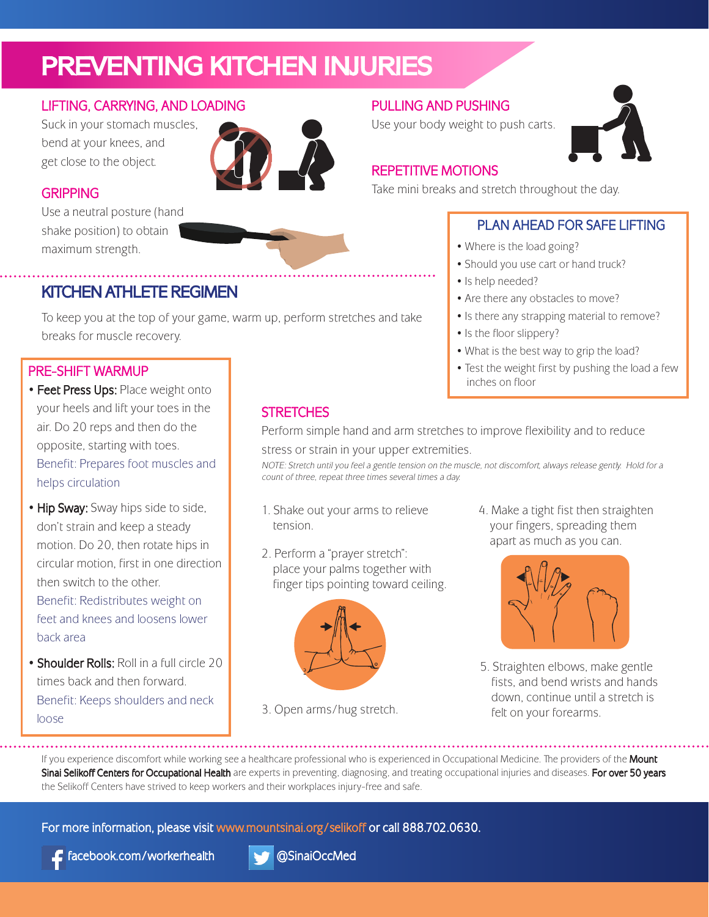# PREVENTING KITCHEN INJURIES

## LIFTING, CARRYING, AND LOADING

Suck in your stomach muscles, bend at your knees, and get close to the object.

## GRIPPING

Use a neutral posture (hand shake position) to obtain maximum strength.

## PULLING AND PUSHING

Use your body weight to push carts.

## REPETITIVE MOTIONS

Take mini breaks and stretch throughout the day.

## PLAN AHEAD FOR SAFE LIFTING

- Where is the load going?
- Should you use cart or hand truck?
- Is help needed?
- Are there any obstacles to move?
- Is there any strapping material to remove?
- Is the floor slippery?
- What is the best way to grip the load?
- Test the weight first by pushing the load a few inches on floor

## KITCHEN ATHLETE REGIMEN

To keep you at the top of your game, warm up, perform stretches and take breaks for muscle recovery.

### PRE-SHIFT WARMUP

- **Feet Press Ups:** Place weight onto your heels and lift your toes in the air. Do 20 reps and then do the opposite, starting with toes.
  Benefit: Prepares foot muscles and helps circulation
- **Hip Sway:** Sway hips side to side, don't strain and keep a steady motion. Do 20, then rotate hips in circular motion, first in one direction then switch to the other.
  Benefit: Redistributes weight on feet and knees and loosens lower back area
- **Shoulder Rolls:** Roll in a full circle 20 times back and then forward.
  Benefit: Keeps shoulders and neck loose

### STRETCHES

Perform simple hand and arm stretches to improve flexibility and to reduce stress or strain in your upper extremities.

*NOTE: Stretch until you feel a gentle tension on the muscle, not discomfort, always release gently. Hold for a count of three, repeat three times several times a day.*

1. Shake out your arms to relieve tension.
2. Perform a "prayer stretch": place your palms together with finger tips pointing toward ceiling.
3. Open arms/hug stretch.
4. Make a tight fist then straighten your fingers, spreading them apart as much as you can.
5. Straighten elbows, make gentle fists, and bend wrists and hands down, continue until a stretch is felt on your forearms.

If you experience discomfort while working see a healthcare professional who is experienced in Occupational Medicine. The providers of the **Mount Sinai Selikoff Centers for Occupational Health** are experts in preventing, diagnosing, and treating occupational injuries and diseases. **For over 50 years** the Selikoff Centers have strived to keep workers and their workplaces injury-free and safe.

For more information, please visit www.mountsinai.org/selikoff or call 888.702.0630.

facebook.com/workerhealth

@SinaiOccMed